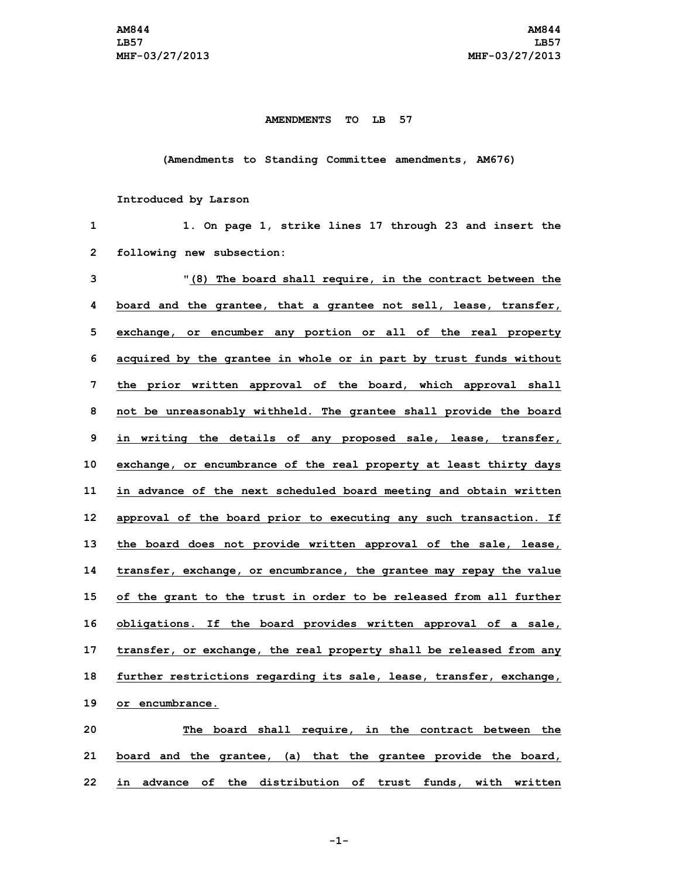**AMENDMENTS TO LB 57**

**(Amendments to Standing Committee amendments, AM676)**

**Introduced by Larson**

1. On page 1, strike lines 17 through 23 and insert the following new subsection:

"(8) The board shall require, in the contract between the board and the grantee, that a grantee not sell, lease, transfer, exchange, or encumber any portion or all of the real property acquired by the grantee in whole or in part by trust funds without the prior written approval of the board, which approval shall not be unreasonably withheld. The grantee shall provide the board in writing the details of any proposed sale, lease, transfer, exchange, or encumbrance of the real property at least thirty days in advance of the next scheduled board meeting and obtain written approval of the board prior to executing any such transaction. If the board does not provide written approval of the sale, lease, transfer, exchange, or encumbrance, the grantee may repay the value of the grant to the trust in order to be released from all further obligations. If the board provides written approval of a sale, transfer, or exchange, the real property shall be released from any further restrictions regarding its sale, lease, transfer, exchange, or encumbrance.

The board shall require, in the contract between the board and the grantee, (a) that the grantee provide the board, in advance of the distribution of trust funds, with written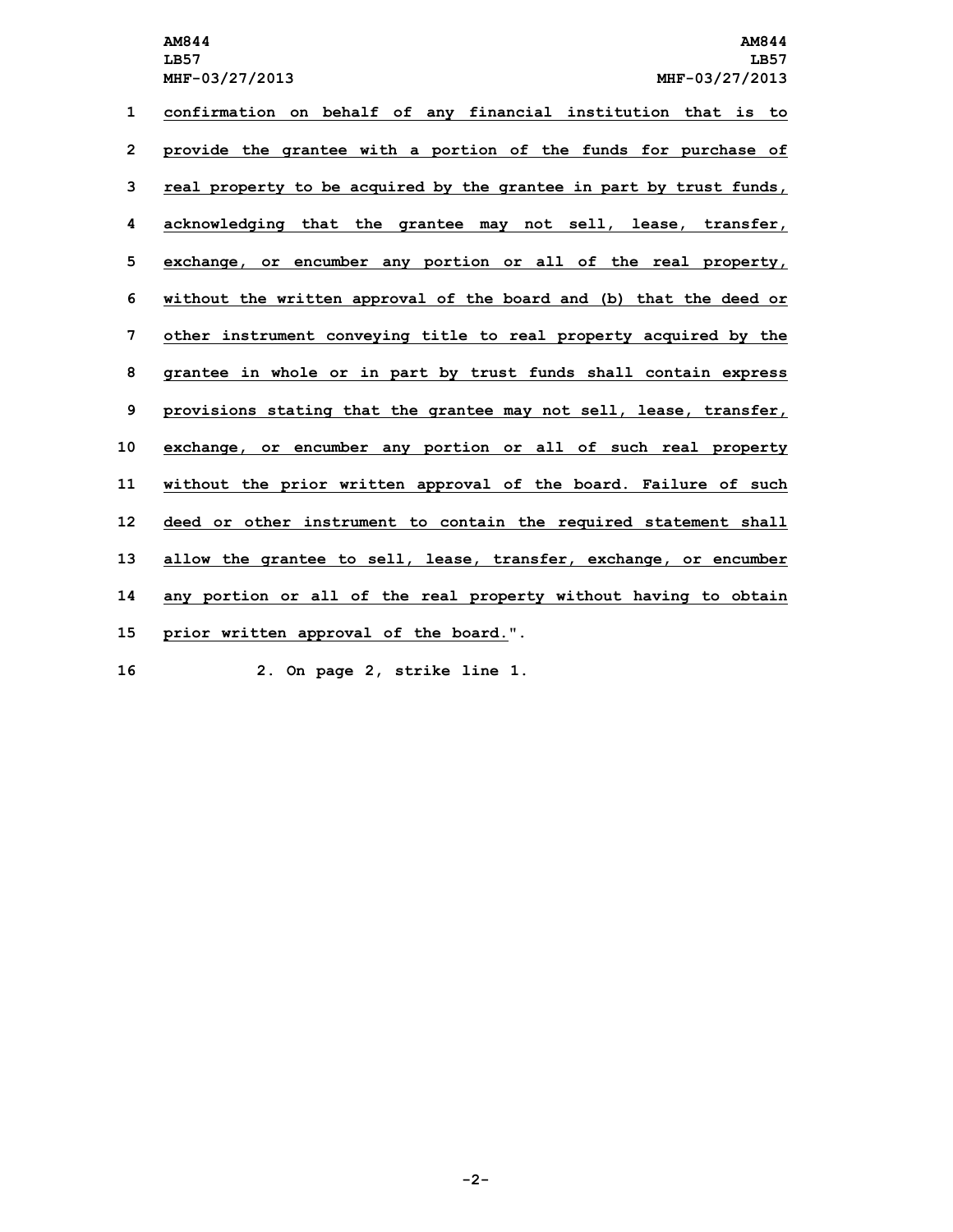confirmation on behalf of any financial institution that is to provide the grantee with a portion of the funds for purchase of real property to be acquired by the grantee in part by trust funds, acknowledging that the grantee may not sell, lease, transfer, exchange, or encumber any portion or all of the real property, without the written approval of the board and (b) that the deed or other instrument conveying title to real property acquired by the grantee in whole or in part by trust funds shall contain express provisions stating that the grantee may not sell, lease, transfer, exchange, or encumber any portion or all of such real property without the prior written approval of the board. Failure of such deed or other instrument to contain the required statement shall allow the grantee to sell, lease, transfer, exchange, or encumber any portion or all of the real property without having to obtain prior written approval of the board.".

2. On page 2, strike line 1.